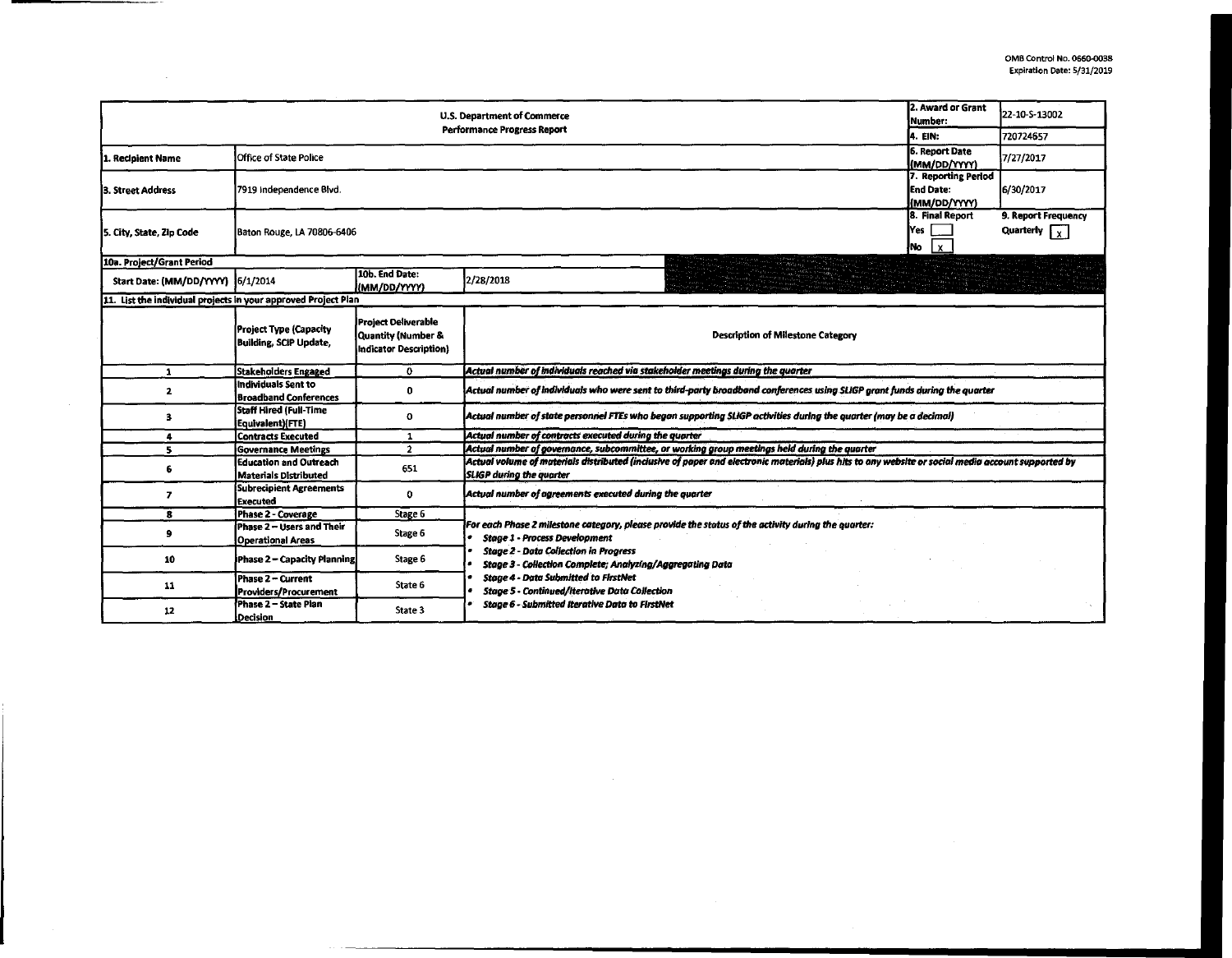OMB Control No. 0660-0038
Expiration Date: 5/31/2019

| U.S. Department of Commerce Performance Progress Report | | | | 2. Award or Grant Number: | 22-10-S-13002 |
|---|---|---|---|---|---|
| | | | | 4. EIN: | 720724657 |
| 1. Recipient Name | Office of State Police | | | 6. Report Date (MM/DD/YYYY) | 7/27/2017 |
| 3. Street Address | 7919 Independence Blvd. | | | 7. Reporting Period End Date: (MM/DD/YYYY) | 6/30/2017 |
| 5. City, State, Zip Code | Baton Rouge, LA 70806-6406 | | | 8. Final Report Yes [ ] No [x] | 9. Report Frequency Quarterly [x] |
| 10a. Project/Grant Period | | | | | |
| Start Date: (MM/DD/YYYY) | 6/1/2014 | 10b. End Date: (MM/DD/YYYY) | 2/28/2018 | | |

11. List the individual projects in your approved Project Plan

| | Project Type (Capacity Building, SCIP Update, | Project Deliverable Quantity (Number & Indicator Description) | Description of Milestone Category |
|---|---|---|---|
| 1 | Stakeholders Engaged | 0 | *Actual number of individuals reached via stakeholder meetings during the quarter* |
| 2 | Individuals Sent to Broadband Conferences | 0 | *Actual number of individuals who were sent to third-party broadband conferences using SLIGP grant funds during the quarter* |
| 3 | Staff Hired (Full-Time Equivalent)(FTE) | 0 | *Actual number of state personnel FTEs who began supporting SLIGP activities during the quarter (may be a decimal)* |
| 4 | Contracts Executed | 1 | *Actual number of contracts executed during the quarter* |
| 5 | Governance Meetings | 2 | *Actual number of governance, subcommittee, or working group meetings held during the quarter* |
| 6 | Education and Outreach Materials Distributed | 651 | *Actual volume of materials distributed (inclusive of paper and electronic materials) plus hits to any website or social media account supported by SLIGP during the quarter* |
| 7 | Subrecipient Agreements Executed | 0 | *Actual number of agreements executed during the quarter* |
| 8 | Phase 2 - Coverage | Stage 6 | *For each Phase 2 milestone category, please provide the status of the activity during the quarter:* |
| 9 | Phase 2 – Users and Their Operational Areas | Stage 6 | • ***Stage 1 - Process Development*** |
| 10 | Phase 2 – Capacity Planning | Stage 6 | • ***Stage 2 - Data Collection in Progress*** • ***Stage 3 - Collection Complete; Analyzing/Aggregating Data*** |
| 11 | Phase 2 – Current Providers/Procurement | State 6 | • ***Stage 4 - Data Submitted to FirstNet*** • ***Stage 5 - Continued/Iterative Data Collection*** |
| 12 | Phase 2 – State Plan Decision | State 3 | • ***Stage 6 - Submitted Iterative Data to FirstNet*** |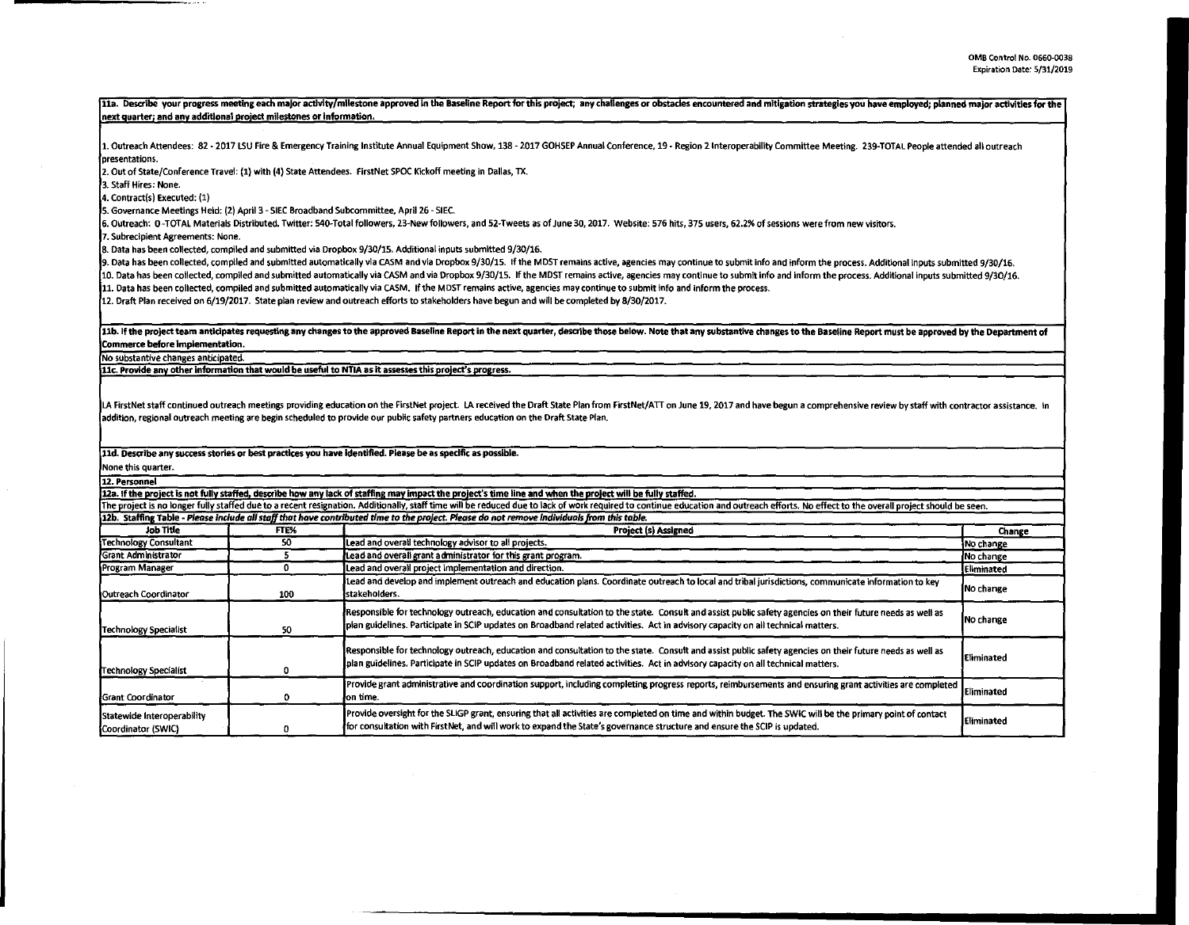**11a. Describe your progress meeting each major activity/milestone approved in the Baseline Report for this project; any challenges or obstacles encountered and mitigation strategies you have employed; planned major activities for the next quarter; and any additional project milestones or information.**

1. Outreach Attendees: 82 - 2017 LSU Fire & Emergency Training Institute Annual Equipment Show, 138 - 2017 GOHSEP Annual Conference, 19 - Region 2 Interoperability Committee Meeting. 239-TOTAL People attended all outreach presentations.
2. Out of State/Conference Travel: (1) with (4) State Attendees. FirstNet SPOC Kickoff meeting in Dallas, TX.
3. Staff Hires: None.
4. Contract(s) Executed: (1)
5. Governance Meetings Held: (2) April 3 - SIEC Broadband Subcommittee, April 26 - SIEC.
6. Outreach: 0 -TOTAL Materials Distributed. Twitter: 540-Total followers, 23-New followers, and 52-Tweets as of June 30, 2017. Website: 576 hits, 375 users, 62.2% of sessions were from new visitors.
7. Subrecipient Agreements: None.
8. Data has been collected, compiled and submitted via Dropbox 9/30/15. Additional inputs submitted 9/30/16.
9. Data has been collected, compiled and submitted automatically via CASM and via Dropbox 9/30/15. If the MDST remains active, agencies may continue to submit info and inform the process. Additional inputs submitted 9/30/16.
10. Data has been collected, compiled and submitted automatically via CASM and via Dropbox 9/30/15. If the MDST remains active, agencies may continue to submit info and inform the process. Additional inputs submitted 9/30/16.
11. Data has been collected, compiled and submitted automatically via CASM. If the MDST remains active, agencies may continue to submit info and inform the process.
12. Draft Plan received on 6/19/2017. State plan review and outreach efforts to stakeholders have begun and will be completed by 8/30/2017.

**11b. If the project team anticipates requesting any changes to the approved Baseline Report in the next quarter, describe those below. Note that any substantive changes to the Baseline Report must be approved by the Department of Commerce before implementation.**

No substantive changes anticipated.

**11c. Provide any other information that would be useful to NTIA as it assesses this project's progress.**

LA FirstNet staff continued outreach meetings providing education on the FirstNet project. LA received the Draft State Plan from FirstNet/ATT on June 19, 2017 and have begun a comprehensive review by staff with contractor assistance. In addition, regional outreach meeting are begin scheduled to provide our public safety partners education on the Draft State Plan.

**11d. Describe any success stories or best practices you have identified. Please be as specific as possible.**

None this quarter.

**12. Personnel**

**12a. If the project is not fully staffed, describe how any lack of staffing may impact the project's time line and when the project will be fully staffed.**

The project is no longer fully staffed due to a recent resignation. Additionally, staff time will be reduced due to lack of work required to continue education and outreach efforts. No effect to the overall project should be seen.

**12b. Staffing Table** - *Please include all staff that have contributed time to the project. Please do not remove individuals from this table.*

| Job Title | FTE% | Project (s) Assigned | Change |
|---|---|---|---|
| Technology Consultant | 50 | Lead and overall technology advisor to all projects. | No change |
| Grant Administrator | 5 | Lead and overall grant administrator for this grant program. | No change |
| Program Manager | 0 | Lead and overall project implementation and direction. | Eliminated |
| Outreach Coordinator | 100 | Lead and develop and implement outreach and education plans. Coordinate outreach to local and tribal jurisdictions, communicate information to key stakeholders. | No change |
| Technology Specialist | 50 | Responsible for technology outreach, education and consultation to the state. Consult and assist public safety agencies on their future needs as well as plan guidelines. Participate in SCIP updates on Broadband related activities. Act in advisory capacity on all technical matters. | No change |
| Technology Specialist | 0 | Responsible for technology outreach, education and consultation to the state. Consult and assist public safety agencies on their future needs as well as plan guidelines. Participate in SCIP updates on Broadband related activities. Act in advisory capacity on all technical matters. | Eliminated |
| Grant Coordinator | 0 | Provide grant administrative and coordination support, including completing progress reports, reimbursements and ensuring grant activities are completed on time. | Eliminated |
| Statewide Interoperability Coordinator (SWIC) | 0 | Provide oversight for the SLIGP grant, ensuring that all activities are completed on time and within budget. The SWIC will be the primary point of contact for consultation with FirstNet, and will work to expand the State's governance structure and ensure the SCIP is updated. | Eliminated |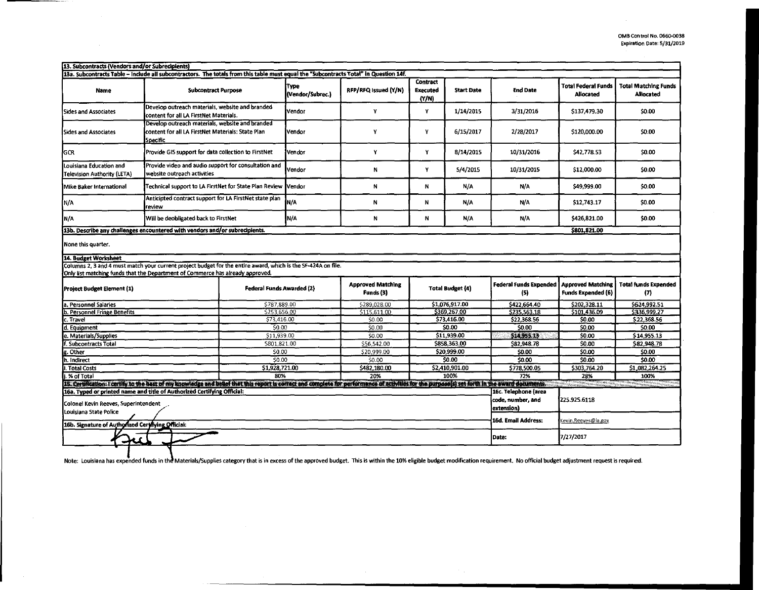OMB Control No. 0660-0038
Expiration Date: 5/31/2019

## 13. Subcontracts (Vendors and/or Subrecipients)

13a. Subcontracts Table – Include all subcontractors. The totals from this table must equal the "Subcontracts Total" in Question 14f.

| Name | Subcontract Purpose | Type (Vendor/Subrec.) | RFP/RFQ Issued (Y/N) | Contract Executed (Y/N) | Start Date | End Date | Total Federal Funds Allocated | Total Matching Funds Allocated |
|---|---|---|---|---|---|---|---|---|
| Sides and Associates | Develop outreach materials, website and branded content for all LA FirstNet Materials. | Vendor | Y | Y | 1/14/2015 | 3/31/2016 | $137,479.30 | $0.00 |
| Sides and Associates | Develop outreach materials, website and branded content for all LA FirstNet Materials: State Plan Specific | Vendor | Y | Y | 6/15/2017 | 2/28/2017 | $120,000.00 | $0.00 |
| GCR | Provide GIS support for data collection to FirstNet | Vendor | Y | Y | 8/14/2015 | 10/31/2016 | $42,778.53 | $0.00 |
| Louisiana Education and Television Authority (LETA) | Provide video and audio support for consultation and website outreach activities | Vendor | N | Y | 5/4/2015 | 10/31/2015 | $12,000.00 | $0.00 |
| Mike Baker International | Technical support to LA FirstNet for State Plan Review | Vendor | N | N | N/A | N/A | $49,999.00 | $0.00 |
| N/A | Anticipted contract support for LA FirstNet state plan review | N/A | N | N | N/A | N/A | $12,743.17 | $0.00 |
| N/A | Will be deobligated back to FirstNet | N/A | N | N | N/A | N/A | $426,821.00 | $0.00 |
| | | | | | | | $801,821.00 | |

13b. Describe any challenges encountered with vendors and/or subrecipients.

None this quarter.

## 14. Budget Worksheet

Columns 2, 3 and 4 must match your current project budget for the entire award, which is the SF-424A on file.
Only list matching funds that the Department of Commerce has already approved.

| Project Budget Element (1) | Federal Funds Awarded (2) | Approved Matching Funds (3) | Total Budget (4) | Federal Funds Expended (5) | Approved Matching Funds Expended (6) | Total funds Expended (7) |
|---|---|---|---|---|---|---|
| a. Personnel Salaries | $787,889.00 | $289,028.00 | $1,076,917.00 | $422,664.40 | $202,328.11 | $624,992.51 |
| b. Personnel Fringe Benefits | $253,656.00 | $115,611.00 | $369,267.00 | $235,563.18 | $101,436.09 | $336,999.27 |
| c. Travel | $73,416.00 | $0.00 | $73,416.00 | $22,368.56 | $0.00 | $22,368.56 |
| d. Equipment | $0.00 | $0.00 | $0.00 | $0.00 | $0.00 | $0.00 |
| e. Materials/Supplies | $11,939.00 | $0.00 | $11,939.00 | $14,955.13 | $0.00 | $14,955.13 |
| f. Subcontracts Total | $801,821.00 | $56,542.00 | $858,363.00 | $82,948.78 | $0.00 | $82,948.78 |
| g. Other | $0.00 | $20,999.00 | $20,999.00 | $0.00 | $0.00 | $0.00 |
| h. Indirect | $0.00 | $0.00 | $0.00 | $0.00 | $0.00 | $0.00 |
| i. Total Costs | $1,928,721.00 | $482,180.00 | $2,410,901.00 | $778,500.05 | $303,764.20 | $1,082,264.25 |
| j. % of Total | 80% | 20% | 100% | 72% | 28% | 100% |

15. Certification: I certify to the best of my knowledge and belief that this report is correct and complete for performance of activities for the purpose(s) set forth in the award documents.

| | | |
|---|---|---|
| 16a. Typed or printed name and title of Authorized Certifying Official: Colonel Kevin Reeves, Superintendent Louisiana State Police | 16c. Telephone (area code, number, and extension) | 225.925.6118 |
| 16b. Signature of Authorized Certifying Official: | 16d. Email Address: | Kevin.Reeves@la.gov |
| | Date: | 7/27/2017 |

Note: Louisiana has expended funds in the Materials/Supplies category that is in excess of the approved budget. This is within the 10% eligible budget modification requirement. No official budget adjustment request is required.